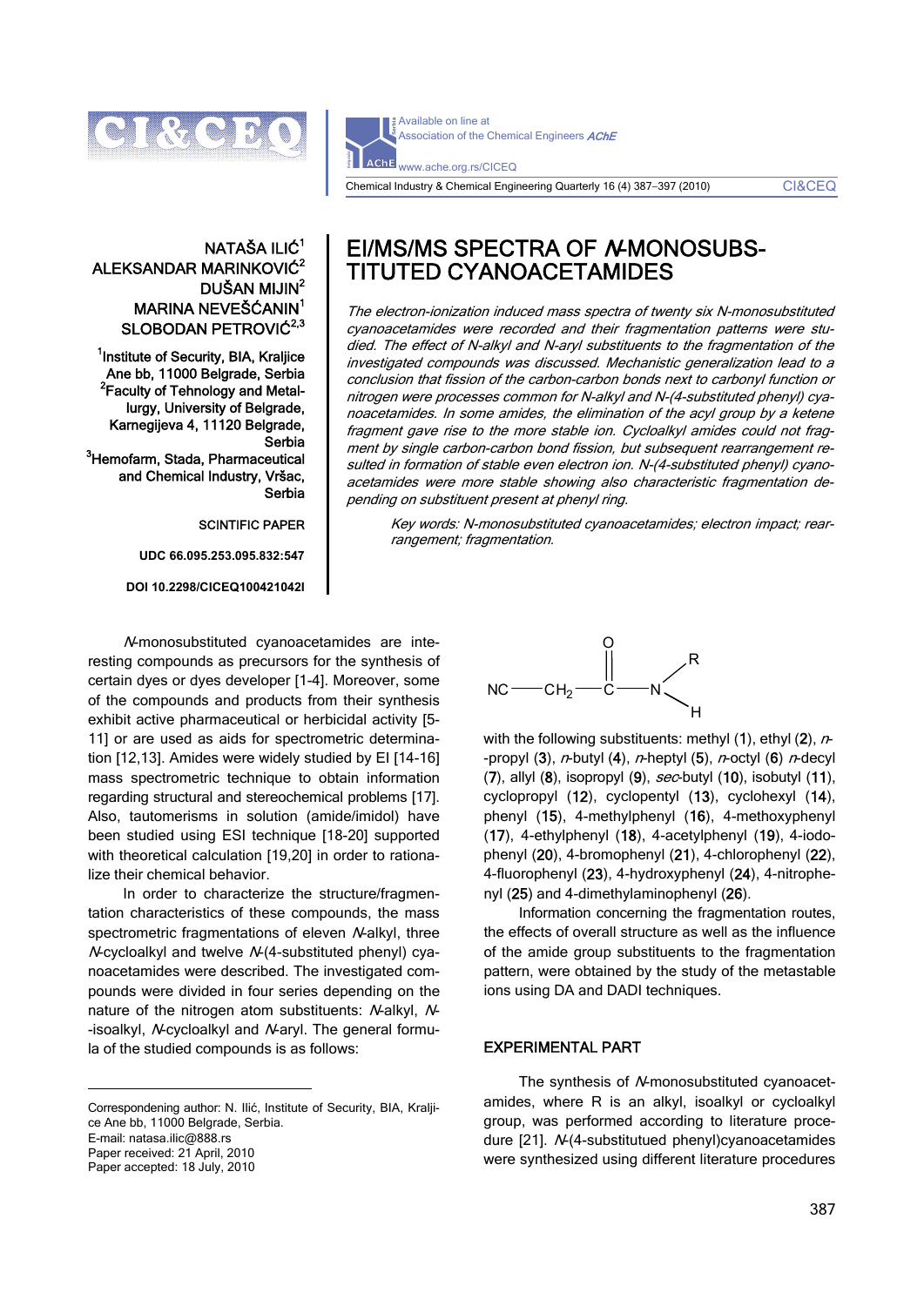NATAŠA ILIĆ[1]
ALEKSANDAR MARINKOVIĆ[2]
DUŠAN MIJIN[2]
MARINA NEVEŠĆANIN[1]
SLOBODAN PETROVIĆ[2,3]

[1]Institute of Security, BIA, Kraljice Ane bb, 11000 Belgrade, Serbia
[2]Faculty of Tehnology and Metallurgy, University of Belgrade, Karnegijeva 4, 11120 Belgrade, Serbia
[3]Hemofarm, Stada, Pharmaceutical and Chemical Industry, Vršac, Serbia

SCINTIFIC PAPER

UDC 66.095.253.095.832:547

DOI 10.2298/CICEQ100421042I

# EI/MS/MS SPECTRA OF *N*-MONOSUBSTITUTED CYANOACETAMIDES

*The electron-ionization induced mass spectra of twenty six N-monosubstituted cyanoacetamides were recorded and their fragmentation patterns were studied. The effect of N-alkyl and N-aryl substituents to the fragmentation of the investigated compounds was discussed. Mechanistic generalization lead to a conclusion that fission of the carbon-carbon bonds next to carbonyl function or nitrogen were processes common for N-alkyl and N-(4-substituted phenyl) cyanoacetamides. In some amides, the elimination of the acyl group by a ketene fragment gave rise to the more stable ion. Cycloalkyl amides could not fragment by single carbon-carbon bond fission, but subsequent rearrangement resulted in formation of stable even electron ion. N-(4-substituted phenyl) cyanoacetamides were more stable showing also characteristic fragmentation depending on substituent present at phenyl ring.*

*Key words: N-monosubstituted cyanoacetamides; electron impact; rearrangement; fragmentation.*

*N*-monosubstituted cyanoacetamides are interesting compounds as precursors for the synthesis of certain dyes or dyes developer [1-4]. Moreover, some of the compounds and products from their synthesis exhibit active pharmaceutical or herbicidal activity [5-11] or are used as aids for spectrometric determination [12,13]. Amides were widely studied by EI [14-16] mass spectrometric technique to obtain information regarding structural and stereochemical problems [17]. Also, tautomerisms in solution (amide/imidol) have been studied using ESI technique [18-20] supported with theoretical calculation [19,20] in order to rationalize their chemical behavior.

In order to characterize the structure/fragmentation characteristics of these compounds, the mass spectrometric fragmentations of eleven *N*-alkyl, three *N*-cycloalkyl and twelve *N*-(4-substituted phenyl) cyanoacetamides were described. The investigated compounds were divided in four series depending on the nature of the nitrogen atom substituents: *N*-alkyl, *N*-isoalkyl, *N*-cycloalkyl and *N*-aryl. The general formula of the studied compounds is as follows:

$$NC-CH_2-C(=O)-N(R)(H)$$

with the following substituents: methyl (**1**), ethyl (**2**), *n*-propyl (**3**), *n*-butyl (**4**), *n*-heptyl (**5**), *n*-octyl (**6**) *n*-decyl (**7**), allyl (**8**), isopropyl (**9**), *sec*-butyl (**10**), isobutyl (**11**), cyclopropyl (**12**), cyclopentyl (**13**), cyclohexyl (**14**), phenyl (**15**), 4-methylphenyl (**16**), 4-methoxyphenyl (**17**), 4-ethylphenyl (**18**), 4-acetylphenyl (**19**), 4-iodophenyl (**20**), 4-bromophenyl (**21**), 4-chlorophenyl (**22**), 4-fluorophenyl (**23**), 4-hydroxyphenyl (**24**), 4-nitrophenyl (**25**) and 4-dimethylaminophenyl (**26**).

Information concerning the fragmentation routes, the effects of overall structure as well as the influence of the amide group substituents to the fragmentation pattern, were obtained by the study of the metastable ions using DA and DADI techniques.

## EXPERIMENTAL PART

The synthesis of *N*-monosubstituted cyanoacetamides, where R is an alkyl, isalkyl or cycloalkyl group, was performed according to literature procedure [21]. *N*-(4-substitutued phenyl)cyanoacetamides were synthesized using different literature procedures

Correspondening author: N. Ilić, Institute of Security, BIA, Kraljice Ane bb, 11000 Belgrade, Serbia.
E-mail: natasa.ilic@888.rs
Paper received: 21 April, 2010
Paper accepted: 18 July, 2010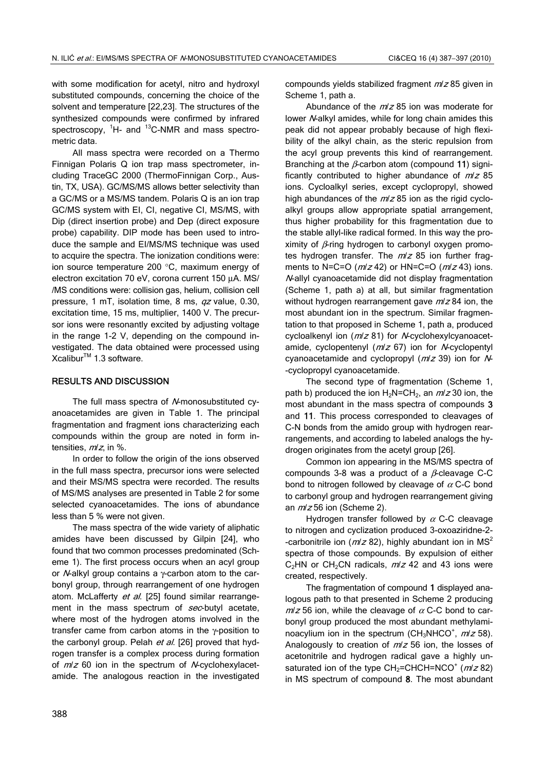with some modification for acetyl, nitro and hydroxyl substituted compounds, concerning the choice of the solvent and temperature [22,23]. The structures of the synthesized compounds were confirmed by infrared spectroscopy, $^{1}$H- and $^{13}$C-NMR and mass spectrometric data.

All mass spectra were recorded on a Thermo Finnigan Polaris Q ion trap mass spectrometer, including TraceGC 2000 (ThermoFinnigan Corp., Austin, TX, USA). GC/MS/MS allows better selectivity than a GC/MS or a MS/MS tandem. Polaris Q is an ion trap GC/MS system with EI, CI, negative CI, MS/MS, with Dip (direct insertion probe) and Dep (direct exposure probe) capability. DIP mode has been used to introduce the sample and EI/MS/MS technique was used to acquire the spectra. The ionization conditions were: ion source temperature 200 °C, maximum energy of electron excitation 70 eV, corona current 150 μA. MS/MS conditions were: collision gas, helium, collision cell pressure, 1 mT, isolation time, 8 ms, *qz* value, 0.30, excitation time, 15 ms, multiplier, 1400 V. The precursor ions were resonantly excited by adjusting voltage in the range 1-2 V, depending on the compound investigated. The data obtained were processed using Xcalibur™ 1.3 software.

## RESULTS AND DISCUSSION

The full mass spectra of *N*-monosubstituted cyanoacetamides are given in Table 1. The principal fragmentation and fragment ions characterizing each compounds within the group are noted in form intensities, *m*/*z*, in %.

In order to follow the origin of the ions observed in the full mass spectra, precursor ions were selected and their MS/MS spectra were recorded. The results of MS/MS analyses are presented in Table 2 for some selected cyanoacetamides. The ions of abundance less than 5 % were not given.

The mass spectra of the wide variety of aliphatic amides have been discussed by Gilpin [24], who found that two common processes predominated (Scheme 1). The first process occurs when an acyl group or *N*-alkyl group contains a γ-carbon atom to the carbonyl group, through rearrangement of one hydrogen atom. McLafferty *et al.* [25] found similar rearrangement in the mass spectrum of *sec*-butyl acetate, where most of the hydrogen atoms involved in the transfer came from carbon atoms in the γ-position to the carbonyl group. Pelah *et al.* [26] proved that hydrogen transfer is a complex process during formation of *m*/*z* 60 ion in the spectrum of *N*-cyclohexylacetamide. The analogous reaction in the investigated compounds yields stabilized fragment *m*/*z* 85 given in Scheme 1, path a.

Abundance of the *m*/*z* 85 ion was moderate for lower *N*-alkyl amides, while for long chain amides this peak did not appear probably because of high flexibility of the alkyl chain, as the steric repulsion from the acyl group prevents this kind of rearrangement. Branching at the β-carbon atom (compound **11**) significantly contributed to higher abundance of *m*/*z* 85 ions. Cycloalkyl series, except cyclopropyl, showed high abundances of the *m*/*z* 85 ion as the rigid cycloalkyl groups allow appropriate spatial arrangement, thus higher probability for this fragmentation due to the stable allyl-like radical formed. In this way the proximity of β-ring hydrogen to carbonyl oxygen promotes hydrogen transfer. The *m*/*z* 85 ion further fragments to N=C=O (*m*/*z* 42) or HN=C=O (*m*/*z* 43) ions. *N*-allyl cyanoacetamide did not display fragmentation (Scheme 1, path a) at all, but similar fragmentation without hydrogen rearrangement gave *m*/*z* 84 ion, the most abundant ion in the spectrum. Similar fragmentation to that proposed in Scheme 1, path a, produced cycloalkenyl ion (*m*/*z* 81) for *N*-cyclohexylcyanoacetamide, cyclopentenyl (*m*/*z* 67) ion for *N*-cyclopentyl cyanoacetamide and cyclopropyl (*m*/*z* 39) ion for *N*-cyclopropyl cyanoacetamide.

The second type of fragmentation (Scheme 1, path b) produced the ion $H_2N{=}CH_2$, an *m*/*z* 30 ion, the most abundant in the mass spectra of compounds **3** and **11**. This process corresponded to cleavages of C-N bonds from the amido group with hydrogen rearrangements, and according to labeled analogs the hydrogen originates from the acetyl group [26].

Common ion appearing in the MS/MS spectra of compounds 3-8 was a product of a β-cleavage C-C bond to nitrogen followed by cleavage of α C-C bond to carbonyl group and hydrogen rearrangement giving an *m*/*z* 56 ion (Scheme 2).

Hydrogen transfer followed by α C-C cleavage to nitrogen and cyclization produced 3-oxoaziridne-2-carbonitrile ion (*m*/*z* 82), highly abundant ion in MS$^2$ spectra of those compounds. By expulsion of either $C_2HN$ or $CH_2CN$ radicals, *m*/*z* 42 and 43 ions were created, respectively.

The fragmentation of compound **1** displayed analogous path to that presented in Scheme 2 producing *m*/*z* 56 ion, while the cleavage of α C-C bond to carbonyl group produced the most abundant methylaminoacylium ion in the spectrum ($CH_3NHCO^+$, *m*/*z* 58). Analogously to creation of *m*/*z* 56 ion, the losses of acetonitrile and hydrogen radical gave a highly unsaturated ion of the type $CH_2{=}CHCH{=}NCO^+$ (*m*/*z* 82) in MS spectrum of compound **8**. The most abundant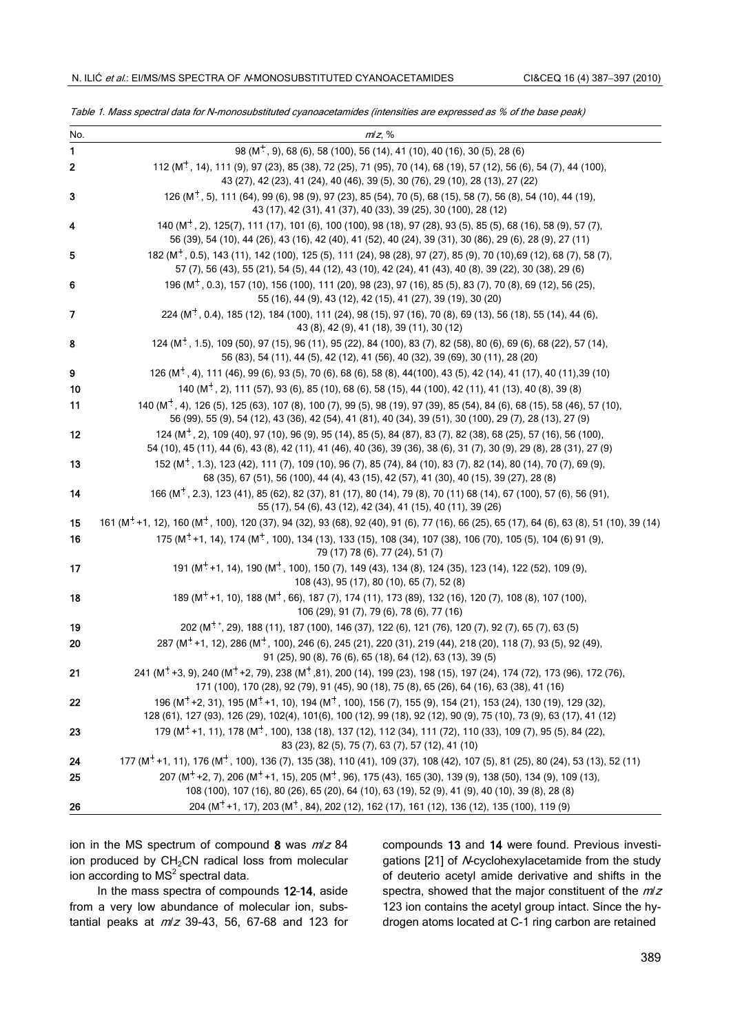*Table 1. Mass spectral data for N-monosubstituted cyanoacetamides (intensities are expressed as % of the base peak)*

| No. | m/z, % |
|---|---|
| 1 | 98 ($M^{+}$, 9), 68 (6), 58 (100), 56 (14), 41 (10), 40 (16), 30 (5), 28 (6) |
| 2 | 112 ($M^{+}$, 14), 111 (9), 97 (23), 85 (38), 72 (25), 71 (95), 70 (14), 68 (19), 57 (12), 56 (6), 54 (7), 44 (100), 43 (27), 42 (23), 41 (24), 40 (46), 39 (5), 30 (76), 29 (10), 28 (13), 27 (22) |
| 3 | 126 ($M^{+}$, 5), 111 (64), 99 (6), 98 (9), 97 (23), 85 (54), 70 (5), 68 (15), 58 (7), 56 (8), 54 (10), 44 (19), 43 (17), 42 (31), 41 (37), 40 (33), 39 (25), 30 (100), 28 (12) |
| 4 | 140 ($M^{+}$, 2), 125(7), 111 (17), 101 (6), 100 (100), 98 (18), 97 (28), 93 (5), 85 (5), 68 (16), 58 (9), 57 (7), 56 (39), 54 (10), 44 (26), 43 (16), 42 (40), 41 (52), 40 (24), 39 (31), 30 (86), 29 (6), 28 (9), 27 (11) |
| 5 | 182 ($M^{+}$, 0.5), 143 (11), 142 (100), 125 (5), 111 (24), 98 (28), 97 (27), 85 (9), 70 (10),69 (12), 68 (7), 58 (7), 57 (7), 56 (43), 55 (21), 54 (5), 44 (12), 43 (10), 42 (24), 41 (43), 40 (8), 39 (22), 30 (38), 29 (6) |
| 6 | 196 ($M^{+}$, 0.3), 157 (10), 156 (100), 111 (20), 98 (23), 97 (16), 85 (5), 83 (7), 70 (8), 69 (12), 56 (25), 55 (16), 44 (9), 43 (12), 42 (15), 41 (27), 39 (19), 30 (20) |
| 7 | 224 ($M^{+}$, 0.4), 185 (12), 184 (100), 111 (24), 98 (15), 97 (16), 70 (8), 69 (13), 56 (18), 55 (14), 44 (6), 43 (8), 42 (9), 41 (18), 39 (11), 30 (12) |
| 8 | 124 ($M^{+}$, 1.5), 109 (50), 97 (15), 96 (11), 95 (22), 84 (100), 83 (7), 82 (58), 80 (6), 69 (6), 68 (22), 57 (14), 56 (83), 54 (11), 44 (5), 42 (12), 41 (56), 40 (32), 39 (69), 30 (11), 28 (20) |
| 9 | 126 ($M^{+}$, 4), 111 (46), 99 (6), 93 (5), 70 (6), 68 (6), 58 (8), 44(100), 43 (5), 42 (14), 41 (17), 40 (11),39 (10) |
| 10 | 140 ($M^{+}$, 2), 111 (57), 93 (6), 85 (10), 68 (6), 58 (15), 44 (100), 42 (11), 41 (13), 40 (8), 39 (8) |
| 11 | 140 ($M^{+}$, 4), 126 (5), 125 (63), 107 (8), 100 (7), 99 (5), 98 (19), 97 (39), 85 (54), 84 (6), 68 (15), 58 (46), 57 (10), 56 (99), 55 (9), 54 (12), 43 (36), 42 (54), 41 (81), 40 (34), 39 (51), 30 (100), 29 (7), 28 (13), 27 (9) |
| 12 | 124 ($M^{+}$, 2), 109 (40), 97 (10), 96 (9), 95 (14), 85 (5), 84 (87), 83 (7), 82 (38), 68 (25), 57 (16), 56 (100), 54 (10), 45 (11), 44 (6), 43 (8), 42 (11), 41 (46), 40 (36), 39 (36), 38 (6), 31 (7), 30 (9), 29 (8), 28 (31), 27 (9) |
| 13 | 152 ($M^{+}$, 1.3), 123 (42), 111 (7), 109 (10), 96 (7), 85 (74), 84 (10), 83 (7), 82 (14), 80 (14), 70 (7), 69 (9), 68 (35), 67 (51), 56 (100), 44 (4), 43 (15), 42 (57), 41 (30), 40 (15), 39 (27), 28 (8) |
| 14 | 166 ($M^{+}$, 2.3), 123 (41), 85 (62), 82 (37), 81 (17), 80 (14), 79 (8), 70 (11) 68 (14), 67 (100), 57 (6), 56 (91), 55 (17), 54 (6), 43 (12), 42 (34), 41 (15), 40 (11), 39 (26) |
| 15 | 161 ($M^{+}$+1, 12), 160 ($M^{+}$, 100), 120 (37), 94 (32), 93 (68), 92 (40), 91 (6), 77 (16), 66 (25), 65 (17), 64 (6), 63 (8), 51 (10), 39 (14) |
| 16 | 175 ($M^{+}$+1, 14), 174 ($M^{+}$, 100), 134 (13), 133 (15), 108 (34), 107 (38), 106 (70), 105 (5), 104 (6) 91 (9), 79 (17) 78 (6), 77 (24), 51 (7) |
| 17 | 191 ($M^{+}$+1, 14), 190 ($M^{+}$, 100), 150 (7), 149 (43), 134 (8), 124 (35), 123 (14), 122 (52), 109 (9), 108 (43), 95 (17), 80 (10), 65 (7), 52 (8) |
| 18 | 189 ($M^{+}$+1, 10), 188 ($M^{+}$, 66), 187 (7), 174 (11), 173 (89), 132 (16), 120 (7), 108 (8), 107 (100), 106 (29), 91 (7), 79 (6), 78 (6), 77 (16) |
| 19 | 202 ($M^{+}$, 29), 188 (11), 187 (100), 146 (37), 122 (6), 121 (76), 120 (7), 92 (7), 65 (7), 63 (5) |
| 20 | 287 ($M^{+}$+1, 12), 286 ($M^{+}$, 100), 246 (6), 245 (21), 220 (31), 219 (44), 218 (20), 118 (7), 93 (5), 92 (49), 91 (25), 90 (8), 76 (6), 65 (18), 64 (12), 63 (13), 39 (5) |
| 21 | 241 ($M^{+}$+3, 9), 240 ($M^{+}$+2, 79), 238 ($M^{+}$,81), 200 (14), 199 (23), 198 (15), 197 (24), 174 (72), 173 (96), 172 (76), 171 (100), 170 (28), 92 (79), 91 (45), 90 (18), 75 (8), 65 (26), 64 (16), 63 (38), 41 (16) |
| 22 | 196 ($M^{+}$+2, 31), 195 ($M^{+}$+1, 10), 194 ($M^{+}$, 100), 156 (7), 155 (9), 154 (21), 153 (24), 130 (19), 129 (32), 128 (61), 127 (93), 126 (29), 102(4), 101(6), 100 (12), 99 (18), 92 (12), 90 (9), 75 (10), 73 (9), 63 (17), 41 (12) |
| 23 | 179 ($M^{+}$+1, 11), 178 ($M^{+}$, 100), 138 (18), 137 (12), 112 (34), 111 (72), 110 (33), 109 (7), 95 (5), 84 (22), 83 (23), 82 (5), 75 (7), 63 (7), 57 (12), 41 (10) |
| 24 | 177 ($M^{+}$+1, 11), 176 ($M^{+}$, 100), 136 (7), 135 (38), 110 (41), 109 (37), 108 (42), 107 (5), 81 (25), 80 (24), 53 (13), 52 (11) |
| 25 | 207 ($M^{+}$+2, 7), 206 ($M^{+}$+1, 15), 205 ($M^{+}$, 96), 175 (43), 165 (30), 139 (9), 138 (50), 134 (9), 109 (13), 108 (100), 107 (16), 80 (26), 65 (20), 64 (10), 63 (19), 52 (9), 41 (9), 40 (10), 39 (8), 28 (8) |
| 26 | 204 ($M^{+}$+1, 17), 203 ($M^{+}$, 84), 202 (12), 162 (17), 161 (12), 136 (12), 135 (100), 119 (9) |

ion in the MS spectrum of compound **8** was *m/z* 84 ion produced by $CH_2CN$ radical loss from molecular ion according to $MS^2$ spectral data.

In the mass spectra of compounds **12**-**14**, aside from a very low abundance of molecular ion, substantial peaks at *m/z* 39-43, 56, 67-68 and 123 for compounds **13** and **14** were found. Previous investigations [21] of *N*-cyclohexylacetamide from the study of deuterio acetyl amide derivative and shifts in the spectra, showed that the major constituent of the *m/z* 123 ion contains the acetyl group intact. Since the hydrogen atoms located at C-1 ring carbon are retained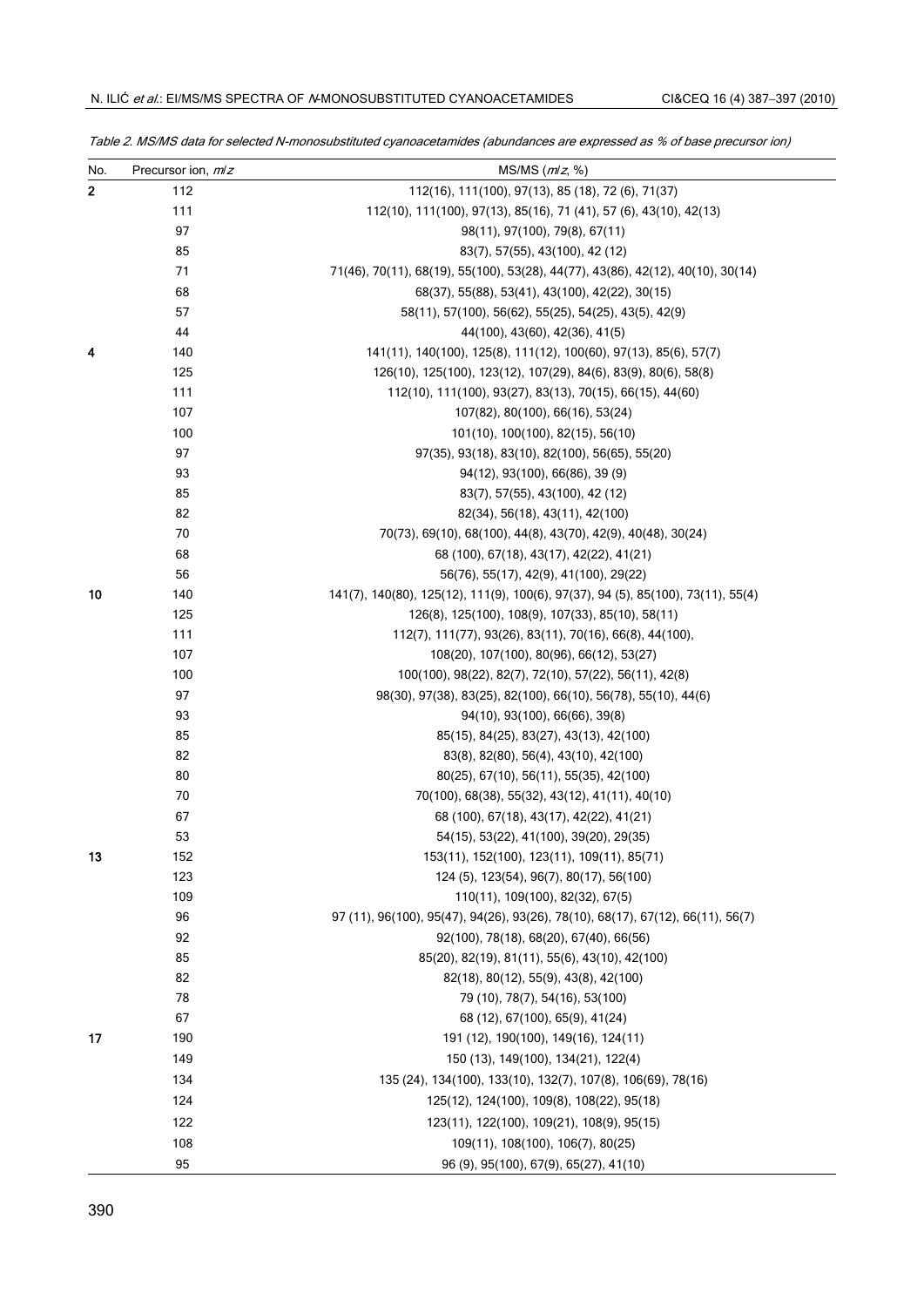Table 2. MS/MS data for selected N-monosubstituted cyanoacetamides (abundances are expressed as % of base precursor ion)

| No. | Precursor ion, *m/z* | MS/MS (*m/z*, %) |
|---|---|---|
| **2** | 112 | 112(16), 111(100), 97(13), 85 (18), 72 (6), 71(37) |
| | 111 | 112(10), 111(100), 97(13), 85(16), 71 (41), 57 (6), 43(10), 42(13) |
| | 97 | 98(11), 97(100), 79(8), 67(11) |
| | 85 | 83(7), 57(55), 43(100), 42 (12) |
| | 71 | 71(46), 70(11), 68(19), 55(100), 53(28), 44(77), 43(86), 42(12), 40(10), 30(14) |
| | 68 | 68(37), 55(88), 53(41), 43(100), 42(22), 30(15) |
| | 57 | 58(11), 57(100), 56(62), 55(25), 54(25), 43(5), 42(9) |
| | 44 | 44(100), 43(60), 42(36), 41(5) |
| **4** | 140 | 141(11), 140(100), 125(8), 111(12), 100(60), 97(13), 85(6), 57(7) |
| | 125 | 126(10), 125(100), 123(12), 107(29), 84(6), 83(9), 80(6), 58(8) |
| | 111 | 112(10), 111(100), 93(27), 83(13), 70(15), 66(15), 44(60) |
| | 107 | 107(82), 80(100), 66(16), 53(24) |
| | 100 | 101(10), 100(100), 82(15), 56(10) |
| | 97 | 97(35), 93(18), 83(10), 82(100), 56(65), 55(20) |
| | 93 | 94(12), 93(100), 66(86), 39 (9) |
| | 85 | 83(7), 57(55), 43(100), 42 (12) |
| | 82 | 82(34), 56(18), 43(11), 42(100) |
| | 70 | 70(73), 69(10), 68(100), 44(8), 43(70), 42(9), 40(48), 30(24) |
| | 68 | 68 (100), 67(18), 43(17), 42(22), 41(21) |
| | 56 | 56(76), 55(17), 42(9), 41(100), 29(22) |
| **10** | 140 | 141(7), 140(80), 125(12), 111(9), 100(6), 97(37), 94 (5), 85(100), 73(11), 55(4) |
| | 125 | 126(8), 125(100), 108(9), 107(33), 85(10), 58(11) |
| | 111 | 112(7), 111(77), 93(26), 83(11), 70(16), 66(8), 44(100), |
| | 107 | 108(20), 107(100), 80(96), 66(12), 53(27) |
| | 100 | 100(100), 98(22), 82(7), 72(10), 57(22), 56(11), 42(8) |
| | 97 | 98(30), 97(38), 83(25), 82(100), 66(10), 56(78), 55(10), 44(6) |
| | 93 | 94(10), 93(100), 66(66), 39(8) |
| | 85 | 85(15), 84(25), 83(27), 43(13), 42(100) |
| | 82 | 83(8), 82(80), 56(4), 43(10), 42(100) |
| | 80 | 80(25), 67(10), 56(11), 55(35), 42(100) |
| | 70 | 70(100), 68(38), 55(32), 43(12), 41(11), 40(10) |
| | 67 | 68 (100), 67(18), 43(17), 42(22), 41(21) |
| | 53 | 54(15), 53(22), 41(100), 39(20), 29(35) |
| **13** | 152 | 153(11), 152(100), 123(11), 109(11), 85(71) |
| | 123 | 124 (5), 123(54), 96(7), 80(17), 56(100) |
| | 109 | 110(11), 109(100), 82(32), 67(5) |
| | 96 | 97 (11), 96(100), 95(47), 94(26), 93(26), 78(10), 68(17), 67(12), 66(11), 56(7) |
| | 92 | 92(100), 78(18), 68(20), 67(40), 66(56) |
| | 85 | 85(20), 82(19), 81(11), 55(6), 43(10), 42(100) |
| | 82 | 82(18), 80(12), 55(9), 43(8), 42(100) |
| | 78 | 79 (10), 78(7), 54(16), 53(100) |
| | 67 | 68 (12), 67(100), 65(9), 41(24) |
| **17** | 190 | 191 (12), 190(100), 149(16), 124(11) |
| | 149 | 150 (13), 149(100), 134(21), 122(4) |
| | 134 | 135 (24), 134(100), 133(10), 132(7), 107(8), 106(69), 78(16) |
| | 124 | 125(12), 124(100), 109(8), 108(22), 95(18) |
| | 122 | 123(11), 122(100), 109(21), 108(9), 95(15) |
| | 108 | 109(11), 108(100), 106(7), 80(25) |
| | 95 | 96 (9), 95(100), 67(9), 65(27), 41(10) |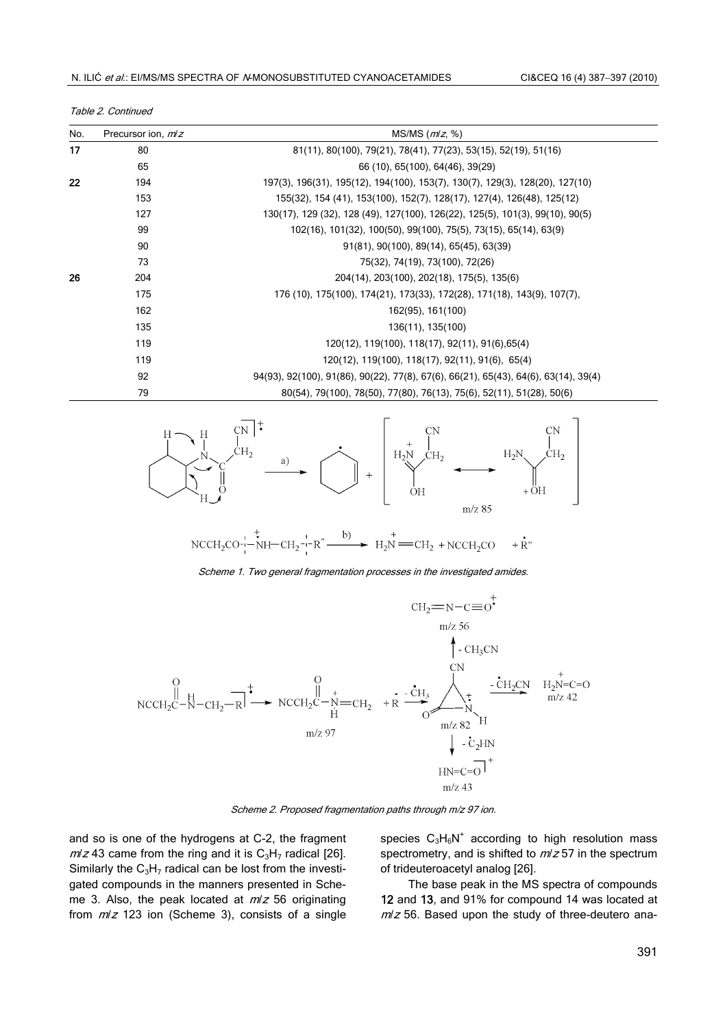*Table 2. Continued*

| No. | Precursor ion, *m/z* | MS/MS (*m/z*, %) |
|---|---|---|
| **17** | 80 | 81(11), 80(100), 79(21), 78(41), 77(23), 53(15), 52(19), 51(16) |
| | 65 | 66 (10), 65(100), 64(46), 39(29) |
| **22** | 194 | 197(3), 196(31), 195(12), 194(100), 153(7), 130(7), 129(3), 128(20), 127(10) |
| | 153 | 155(32), 154 (41), 153(100), 152(7), 128(17), 127(4), 126(48), 125(12) |
| | 127 | 130(17), 129 (32), 128 (49), 127(100), 126(22), 125(5), 101(3), 99(10), 90(5) |
| | 99 | 102(16), 101(32), 100(50), 99(100), 75(5), 73(15), 65(14), 63(9) |
| | 90 | 91(81), 90(100), 89(14), 65(45), 63(39) |
| | 73 | 75(32), 74(19), 73(100), 72(26) |
| **26** | 204 | 204(14), 203(100), 202(18), 175(5), 135(6) |
| | 175 | 176 (10), 175(100), 174(21), 173(33), 172(28), 171(18), 143(9), 107(7), |
| | 162 | 162(95), 161(100) |
| | 135 | 136(11), 135(100) |
| | 119 | 120(12), 119(100), 118(17), 92(11), 91(6),65(4) |
| | 119 | 120(12), 119(100), 118(17), 92(11), 91(6), 65(4) |
| | 92 | 94(93), 92(100), 91(86), 90(22), 77(8), 67(6), 66(21), 65(43), 64(6), 63(14), 39(4) |
| | 79 | 80(54), 79(100), 78(50), 77(80), 76(13), 75(6), 52(11), 51(28), 50(6) |

*Scheme 1. Two general fragmentation processes in the investigated amides.*

*Scheme 2. Proposed fragmentation paths through m/z 97 ion.*

and so is one of the hydrogens at C-2, the fragment *m/z* 43 came from the ring and it is $C_3H_7$ radical [26]. Similarly the $C_3H_7$ radical can be lost from the investigated compounds in the manners presented in Scheme 3. Also, the peak located at *m/z* 56 originating from *m/z* 123 ion (Scheme 3), consists of a single species $C_3H_6N^+$ according to high resolution mass spectrometry, and is shifted to *m/z* 57 in the spectrum of trideuteroacetyl analog [26].

The base peak in the MS spectra of compounds **12** and **13**, and 91% for compound 14 was located at *m/z* 56. Based upon the study of three-deutero ana-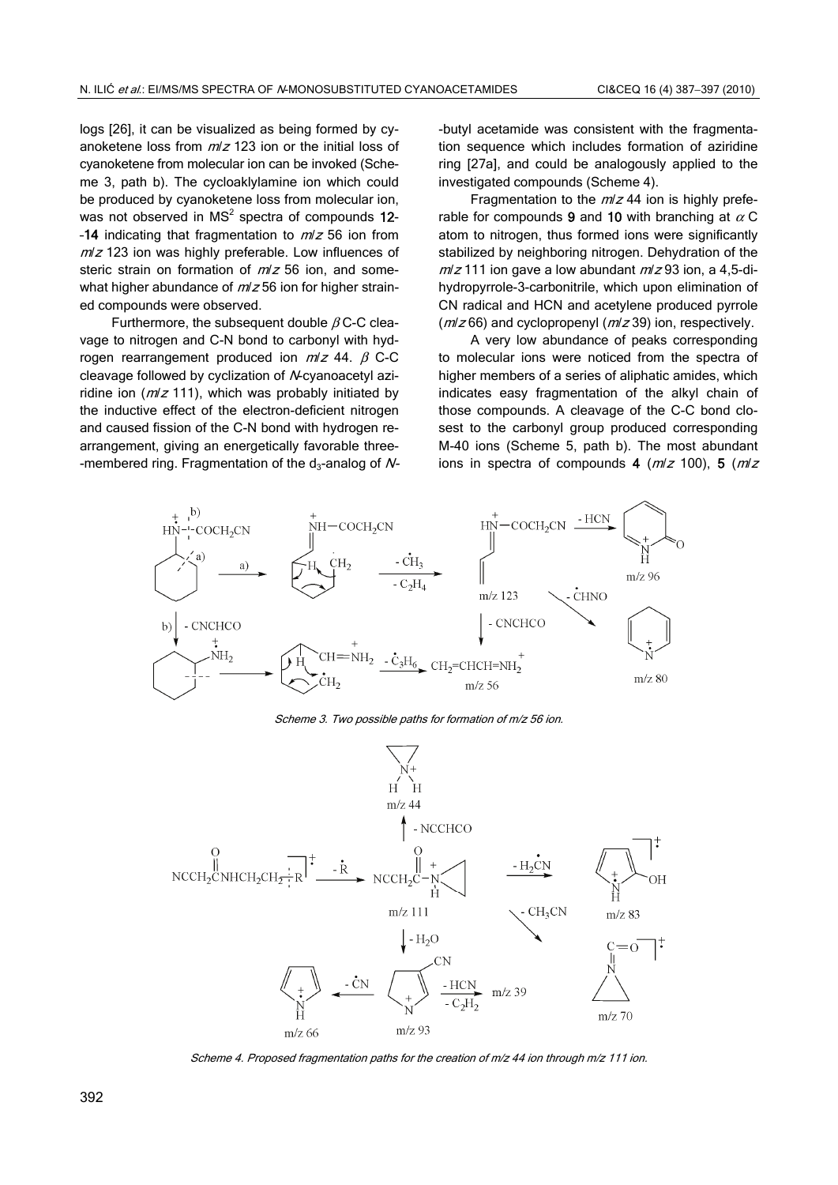logs [26], it can be visualized as being formed by cyanoketene loss from *m/z* 123 ion or the initial loss of cyanoketene from molecular ion can be invoked (Scheme 3, path b). The cycloaklylamine ion which could be produced by cyanoketene loss from molecular ion, was not observed in $MS^2$ spectra of compounds **12**-**14** indicating that fragmentation to *m/z* 56 ion from *m/z* 123 ion was highly preferable. Low influences of steric strain on formation of *m/z* 56 ion, and somewhat higher abundance of *m/z* 56 ion for higher strained compounds were observed.

Furthermore, the subsequent double $\beta$ C-C cleavage to nitrogen and C-N bond to carbonyl with hydrogen rearrangement produced ion *m/z* 44. $\beta$ C-C cleavage followed by cyclization of *N*-cyanoacetyl aziridine ion (*m/z* 111), which was probably initiated by the inductive effect of the electron-deficient nitrogen and caused fission of the C-N bond with hydrogen rearrangement, giving an energetically favorable three-membered ring. Fragmentation of the $d_3$-analog of *N*-butyl acetamide was consistent with the fragmentation sequence which includes formation of aziridine ring [27a], and could be analogously applied to the investigated compounds (Scheme 4).

Fragmentation to the *m/z* 44 ion is highly preferable for compounds **9** and **10** with branching at $\alpha$ C atom to nitrogen, thus formed ions were significantly stabilized by neighboring nitrogen. Dehydration of the *m/z* 111 ion gave a low abundant *m/z* 93 ion, a 4,5-dihydropyrrole-3-carbonitrile, which upon elimination of CN radical and HCN and acetylene produced pyrrole (*m/z* 66) and cyclopropenyl (*m/z* 39) ion, respectively.

A very low abundance of peaks corresponding to molecular ions were noticed from the spectra of higher members of a series of aliphatic amides, which indicates easy fragmentation of the alkyl chain of those compounds. A cleavage of the C-C bond closest to the carbonyl group produced corresponding M-40 ions (Scheme 5, path b). The most abundant ions in spectra of compounds **4** (*m/z* 100), **5** (*m/z*

*Scheme 3. Two possible paths for formation of m/z 56 ion.*

*Scheme 4. Proposed fragmentation paths for the creation of m/z 44 ion through m/z 111 ion.*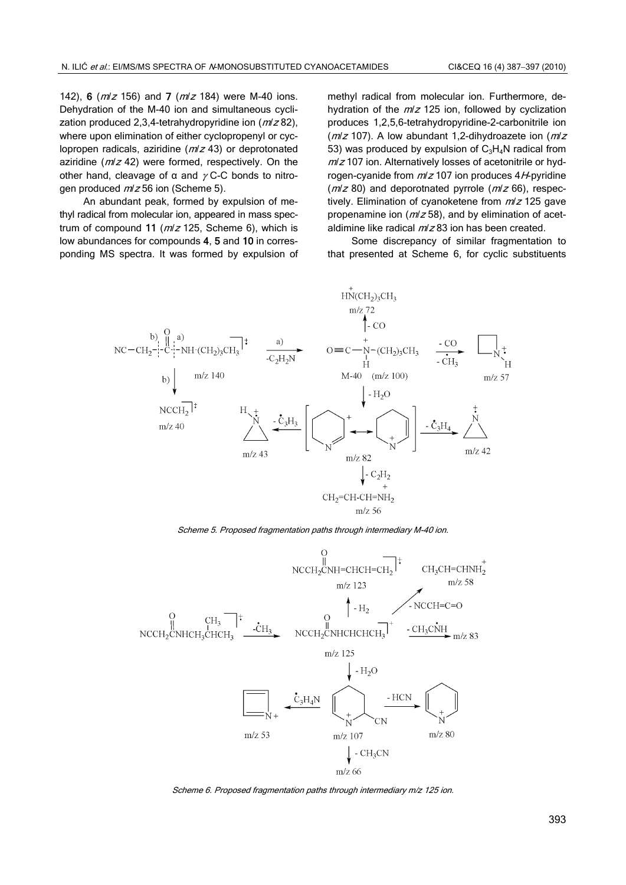142), **6** (*m*/*z* 156) and **7** (*m*/*z* 184) were M-40 ions. Dehydration of the M-40 ion and simultaneous cyclization produced 2,3,4-tetrahydropyridine ion (*m*/*z* 82), where upon elimination of either cyclopropenyl or cyclopropen radicals, aziridine (*m*/*z* 43) or deprotonated aziridine (*m*/*z* 42) were formed, respectively. On the other hand, cleavage of α and $\gamma$ C-C bonds to nitrogen produced *m*/*z* 56 ion (Scheme 5).

An abundant peak, formed by expulsion of methyl radical from molecular ion, appeared in mass spectrum of compound **11** (*m*/*z* 125, Scheme 6), which is low abundances for compounds **4**, **5** and **10** in corresponding MS spectra. It was formed by expulsion of methyl radical from molecular ion. Furthermore, dehydration of the *m*/*z* 125 ion, followed by cyclization produces 1,2,5,6-tetrahydropyridine-2-carbonitrile ion (*m*/*z* 107). A low abundant 1,2-dihydroazete ion (*m*/*z* 53) was produced by expulsion of $C_3H_4N$ radical from *m*/*z* 107 ion. Alternatively losses of acetonitrile or hydrogen-cyanide from *m*/*z* 107 ion produces 4*H*-pyridine (*m*/*z* 80) and deporotnated pyrrole (*m*/*z* 66), respectively. Elimination of cyanoketene from *m*/*z* 125 gave propenamine ion (*m*/*z* 58), and by elimination of acetaldimine like radical *m*/*z* 83 ion has been created.

Some discrepancy of similar fragmentation to that presented at Scheme 6, for cyclic substituents

*Scheme 5. Proposed fragmentation paths through intermediary M-40 ion.*

*Scheme 6. Proposed fragmentation paths through intermediary m/z 125 ion.*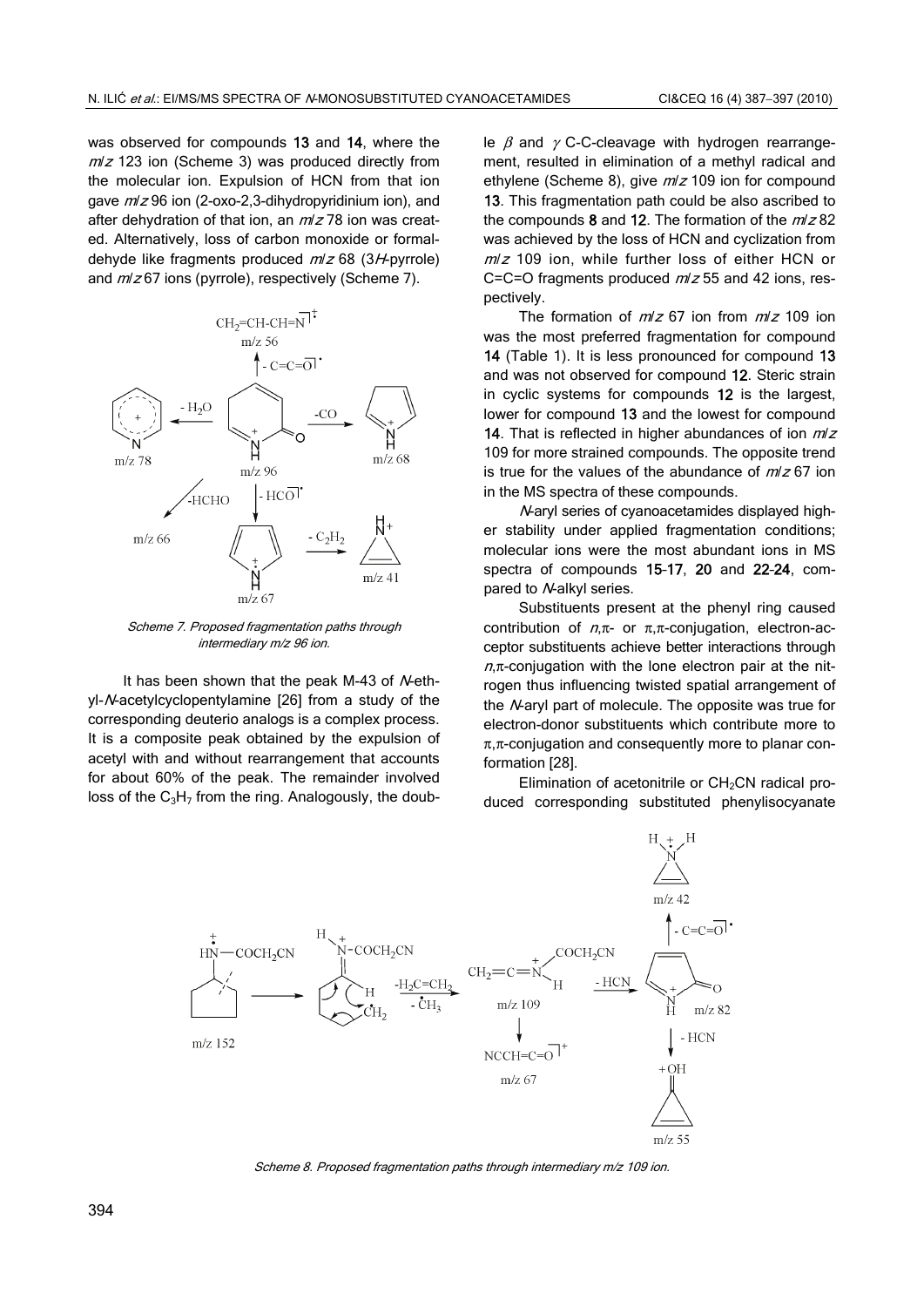was observed for compounds **13** and **14**, where the *m*/*z* 123 ion (Scheme 3) was produced directly from the molecular ion. Expulsion of HCN from that ion gave *m*/*z* 96 ion (2-oxo-2,3-dihydropyridinium ion), and after dehydration of that ion, an *m*/*z* 78 ion was created. Alternatively, loss of carbon monoxide or formaldehyde like fragments produced *m*/*z* 68 (3*H*-pyrrole) and *m*/*z* 67 ions (pyrrole), respectively (Scheme 7).

*Scheme 7. Proposed fragmentation paths through intermediary m/z 96 ion.*

It has been shown that the peak M-43 of *N*-ethyl-*N*-acetylcyclopentylamine [26] from a study of the corresponding deuterio analogs is a complex process. It is a composite peak obtained by the expulsion of acetyl with and without rearrangement that accounts for about 60% of the peak. The remainder involved loss of the $C_3H_7$ from the ring. Analogously, the double $\beta$ and $\gamma$ C-C-cleavage with hydrogen rearrangement, resulted in elimination of a methyl radical and ethylene (Scheme 8), give *m*/*z* 109 ion for compound **13**. This fragmentation path could be also ascribed to the compounds **8** and **12**. The formation of the *m*/*z* 82 was achieved by the loss of HCN and cyclization from *m*/*z* 109 ion, while further loss of either HCN or C=C=O fragments produced *m*/*z* 55 and 42 ions, respectively.

The formation of *m*/*z* 67 ion from *m*/*z* 109 ion was the most preferred fragmentation for compound **14** (Table 1). It is less pronounced for compound **13** and was not observed for compound **12**. Steric strain in cyclic systems for compounds **12** is the largest, lower for compound **13** and the lowest for compound **14**. That is reflected in higher abundances of ion *m*/*z* 109 for more strained compounds. The opposite trend is true for the values of the abundance of *m*/*z* 67 ion in the MS spectra of these compounds.

*N*-aryl series of cyanoacetamides displayed higher stability under applied fragmentation conditions; molecular ions were the most abundant ions in MS spectra of compounds **15**-**17**, **20** and **22**-**24**, compared to *N*-alkyl series.

Substituents present at the phenyl ring caused contribution of *n*,π- or π,π-conjugation, electron-acceptor substituents achieve better interactions through *n*,π-conjugation with the lone electron pair at the nitrogen thus influencing twisted spatial arrangement of the *N*-aryl part of molecule. The opposite was true for electron-donor substituents which contribute more to π,π-conjugation and consequently more to planar conformation [28].

Elimination of acetonitrile or $CH_2CN$ radical produced corresponding substituted phenylisocyanate

*Scheme 8. Proposed fragmentation paths through intermediary m/z 109 ion.*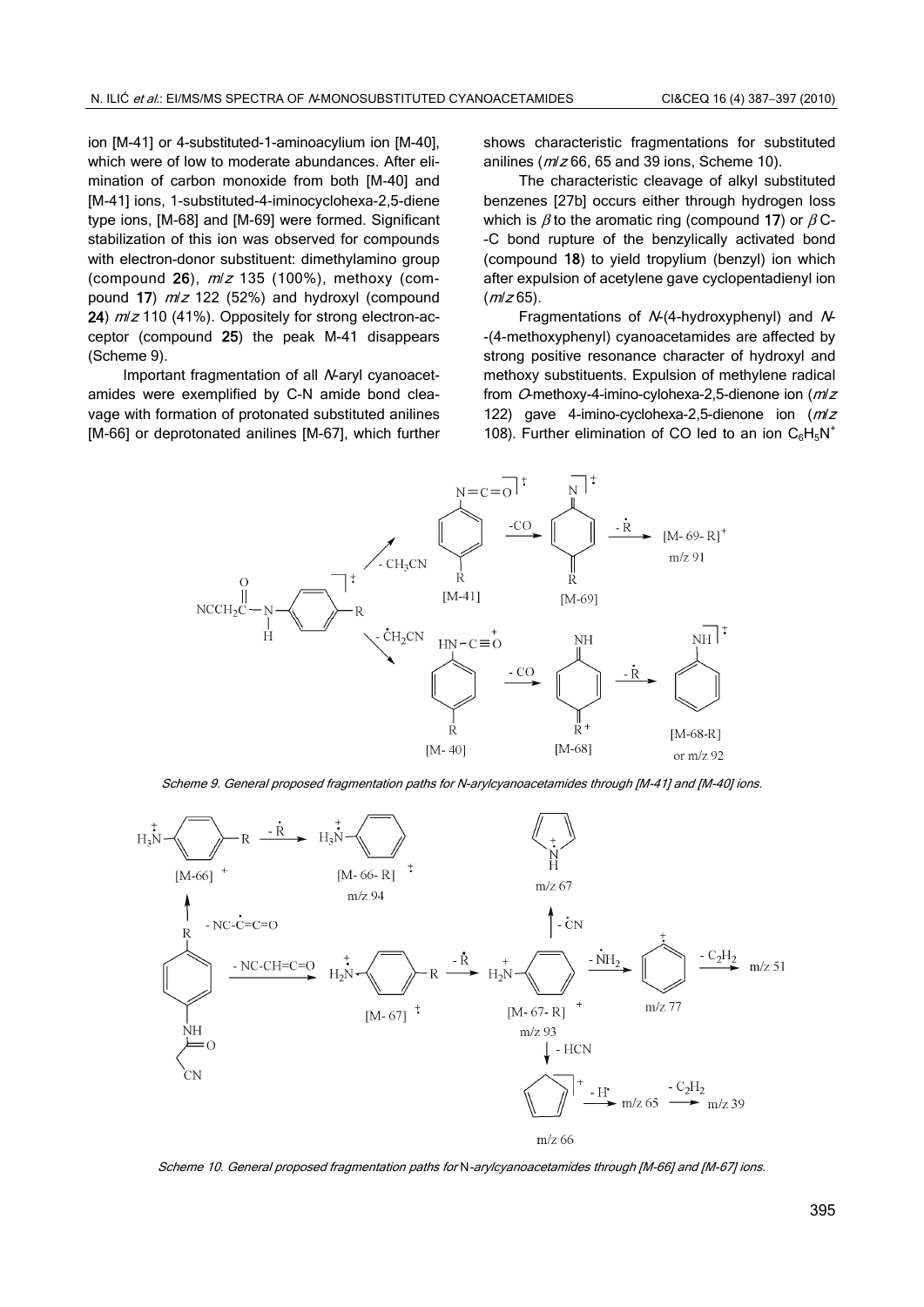ion [M-41] or 4-substituted-1-aminoacylium ion [M-40], which were of low to moderate abundances. After elimination of carbon monoxide from both [M-40] and [M-41] ions, 1-substituted-4-iminocyclohexa-2,5-diene type ions, [M-68] and [M-69] were formed. Significant stabilization of this ion was observed for compounds with electron-donor substituent: dimethylamino group (compound **26**), *m/z* 135 (100%), methoxy (compound **17**) *m/z* 122 (52%) and hydroxyl (compound **24**) *m/z* 110 (41%). Oppositely for strong electron-acceptor (compound **25**) the peak M-41 disappears (Scheme 9).

Important fragmentation of all *N*-aryl cyanoacetamides were exemplified by C-N amide bond cleavage with formation of protonated substituted anilines [M-66] or deprotonated anilines [M-67], which further shows characteristic fragmentations for substituted anilines (*m/z* 66, 65 and 39 ions, Scheme 10).

The characteristic cleavage of alkyl substituted benzenes [27b] occurs either through hydrogen loss which is $\beta$ to the aromatic ring (compound **17**) or $\beta$ C-C bond rupture of the benzylically activated bond (compound **18**) to yield tropylium (benzyl) ion which after expulsion of acetylene gave cyclopentadienyl ion (*m/z* 65).

Fragmentations of *N*-(4-hydroxyphenyl) and *N*-(4-methoxyphenyl) cyanoacetamides are affected by strong positive resonance character of hydroxyl and methoxy substituents. Expulsion of methylene radical from *O*-methoxy-4-imino-cylohexa-2,5-dienone ion (*m/z* 122) gave 4-imino-cyclohexa-2,5-dienone ion (*m/z* 108). Further elimination of CO led to an ion $C_6H_5N^+$

*Scheme 9. General proposed fragmentation paths for N-arylcyanoacetamides through [M-41] and [M-40] ions.*

*Scheme 10. General proposed fragmentation paths for N-arylcyanoacetamides through [M-66] and [M-67] ions.*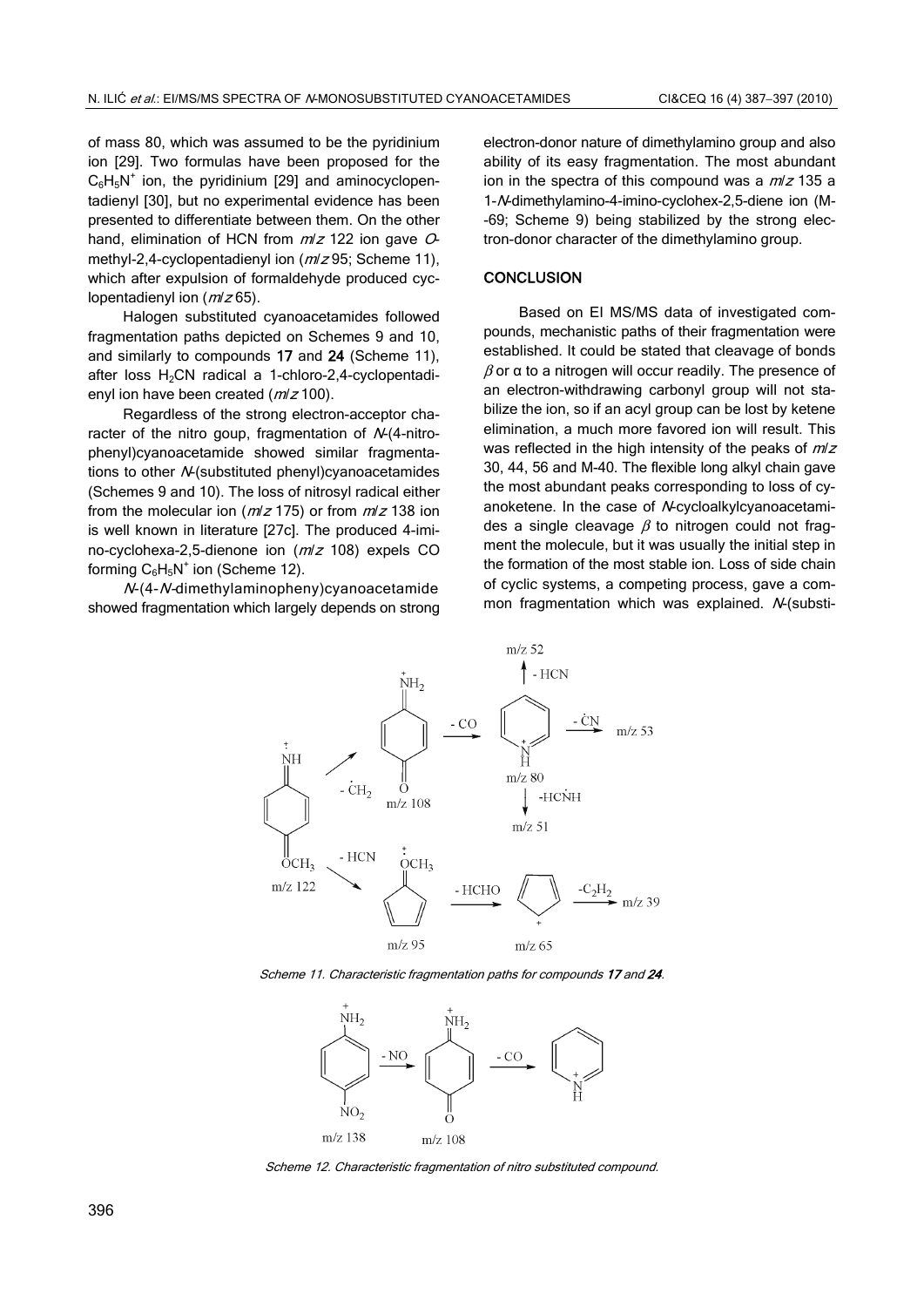of mass 80, which was assumed to be the pyridinium ion [29]. Two formulas have been proposed for the $C_6H_5N^+$ ion, the pyridinium [29] and aminocyclopentadienyl [30], but no experimental evidence has been presented to differentiate between them. On the other hand, elimination of HCN from *m/z* 122 ion gave *O*-methyl-2,4-cyclopentadienyl ion (*m/z* 95; Scheme 11), which after expulsion of formaldehyde produced cyclopentadienyl ion (*m/z* 65).

Halogen substituted cyanoacetamides followed fragmentation paths depicted on Schemes 9 and 10, and similarly to compounds **17** and **24** (Scheme 11), after loss $H_2CN$ radical a 1-chloro-2,4-cyclopentadienyl ion have been created (*m/z* 100).

Regardless of the strong electron-acceptor character of the nitro goup, fragmentation of *N*-(4-nitrophenyl)cyanoacetamide showed similar fragmentations to other *N*-(substituted phenyl)cyanoacetamides (Schemes 9 and 10). The loss of nitrosyl radical either from the molecular ion (*m/z* 175) or from *m/z* 138 ion is well known in literature [27c]. The produced 4-imino-cyclohexa-2,5-dienone ion (*m/z* 108) expels CO forming $C_6H_5N^+$ ion (Scheme 12).

*N*-(4-*N*-dimethylaminopheny)cyanoacetamide showed fragmentation which largely depends on strong electron-donor nature of dimethylamino group and also ability of its easy fragmentation. The most abundant ion in the spectra of this compound was a *m/z* 135 a 1-*N*-dimethylamino-4-imino-cyclohex-2,5-diene ion (M-69; Scheme 9) being stabilized by the strong electron-donor character of the dimethylamino group.

## CONCLUSION

Based on EI MS/MS data of investigated compounds, mechanistic paths of their fragmentation were established. It could be stated that cleavage of bonds $\beta$ or α to a nitrogen will occur readily. The presence of an electron-withdrawing carbonyl group will not stabilize the ion, so if an acyl group can be lost by ketene elimination, a much more favored ion will result. This was reflected in the high intensity of the peaks of *m/z* 30, 44, 56 and M-40. The flexible long alkyl chain gave the most abundant peaks corresponding to loss of cyanoketene. In the case of *N*-cycloalkylcyanoacetamides a single cleavage $\beta$ to nitrogen could not fragment the molecule, but it was usually the initial step in the formation of the most stable ion. Loss of side chain of cyclic systems, a competing process, gave a common fragmentation which was explained. *N*-(substi-

*Scheme 11. Characteristic fragmentation paths for compounds **17** and **24**.*

*Scheme 12. Characteristic fragmentation of nitro substituted compound.*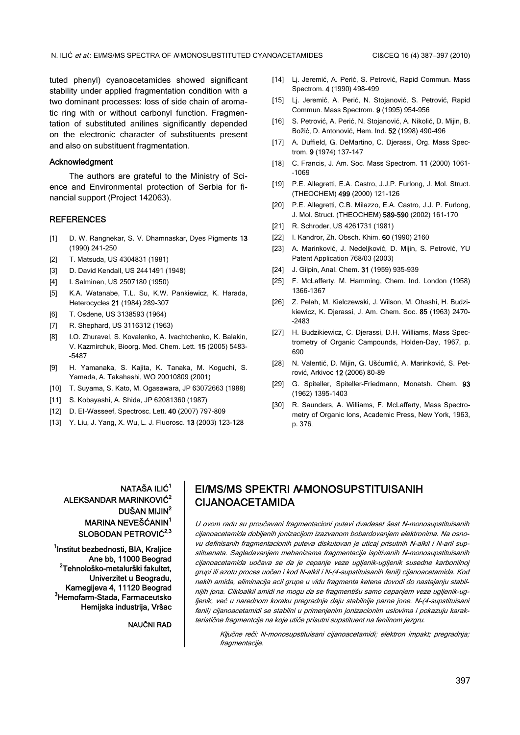tuted phenyl) cyanoacetamides showed significant stability under applied fragmentation condition with a two dominant processes: loss of side chain of aromatic ring with or without carbonyl function. Fragmentation of substituted anilines significantly depended on the electronic character of substituents present and also on substituent fragmentation.

### Acknowledgment

The authors are grateful to the Ministry of Science and Environmental protection of Serbia for financial support (Project 142063).

## REFERENCES

[1] D. W. Rangnekar, S. V. Dhamnaskar, Dyes Pigments **13** (1990) 241-250

[2] T. Matsuda, US 4304831 (1981)

[3] D. David Kendall, US 2441491 (1948)

[4] I. Salminen, US 2507180 (1950)

[5] K.A. Watanabe, T.L. Su, K.W. Pankiewicz, K. Harada, Heterocycles **21** (1984) 289-307

[6] T. Osdene, US 3138593 (1964)

[7] R. Shephard, US 3116312 (1963)

[8] I.O. Zhuravel, S. Kovalenko, A. Ivachtchenko, K. Balakin, V. Kazmirchuk, Bioorg. Med. Chem. Lett. **15** (2005) 5483-5487

[9] H. Yamanaka, S. Kajita, K. Tanaka, M. Koguchi, S. Yamada, A. Takahashi, WO 20010809 (2001)

[10] T. Suyama, S. Kato, M. Ogasawara, JP 63072663 (1988)

[11] S. Kobayashi, A. Shida, JP 62081360 (1987)

[12] D. El-Wasseef, Spectrosc. Lett. **40** (2007) 797-809

[13] Y. Liu, J. Yang, X. Wu, L. J. Fluorosc. **13** (2003) 123-128

[14] Lj. Jeremić, A. Perić, S. Petrović, Rapid Commun. Mass Spectrom. **4** (1990) 498-499

[15] Lj. Jeremić, A. Perić, N. Stojanović, S. Petrović, Rapid Commun. Mass Spectrom. **9** (1995) 954-956

[16] S. Petrović, A. Perić, N. Stojanović, A. Nikolić, D. Mijin, B. Božić, D. Antonović, Hem. Ind. **52** (1998) 490-496

[17] A. Duffield, G. DeMartino, C. Djerassi, Org. Mass Spectrom. **9** (1974) 137-147

[18] C. Francis, J. Am. Soc. Mass Spectrom. **11** (2000) 1061-1069

[19] P.E. Allegretti, E.A. Castro, J.J.P. Furlong, J. Mol. Struct. (THEOCHEM) **499** (2000) 121-126

[20] P.E. Allegretti, C.B. Milazzo, E.A. Castro, J.J. P. Furlong, J. Mol. Struct. (THEOCHEM) **589-590** (2002) 161-170

[21] R. Schroder, US 4261731 (1981)

[22] I. Kandror, Zh. Obsch. Khim. **60** (1990) 2160

[23] A. Marinković, J. Nedeljković, D. Mijin, S. Petrović, YU Patent Application 768/03 (2003)

[24] J. Gilpin, Anal. Chem. **31** (1959) 935-939

[25] F. McLafferty, M. Hamming, Chem. Ind. London (1958) 1366-1367

[26] Z. Pelah, M. Kielczewski, J. Wilson, M. Ohashi, H. Budzikiewicz, K. Djerassi, J. Am. Chem. Soc. **85** (1963) 2470-2483

[27] H. Budzikiewicz, C. Djerassi, D.H. Williams, Mass Spectrometry of Organic Campounds, Holden-Day, 1967, p. 690

[28] N. Valentić, D. Mijin, G. Ušćumlić, A. Marinković, S. Petrović, Arkivoc **12** (2006) 80-89

[29] G. Spiteller, Spiteller-Friedmann, Monatsh. Chem. **93** (1962) 1395-1403

[30] R. Saunders, A. Williams, F. McLafferty, Mass Spectrometry of Organic Ions, Academic Press, New York, 1963, p. 376.

NATAŠA ILIĆ[1]
ALEKSANDAR MARINKOVIĆ[2]
DUŠAN MIJIN[2]
MARINA NEVEŠĆANIN[1]
SLOBODAN PETROVIĆ[2,3]

[1]Institut bezbednosti, BIA, Kraljice Ane bb, 11000 Beograd
[2]Tehnološko-metalurški fakultet, Univerzitet u Beogradu, Karnegijeva 4, 11120 Beograd
[3]Hemofarm-Stada, Farmaceutsko Hemijska industrija, Vršac

NAUČNI RAD

## EI/MS/MS SPEKTRI *N*-MONOSUPSTITUISANIH CIJANOACETAMIDA

*U ovom radu su proučavani fragmentacioni putevi dvadeset šest N-monosupstituisanih cijanoacetamida dobijenih jonizacijom izazvanom bobardovanjem elektronima. Na osnovu definisanih fragmentacionih puteva diskutovan je uticaj prisutnih N-alkil i N-aril supstituenata. Sagledavanjem mehanizama fragmentacija ispitivanih N-monosupstituisanih cijanoacetamida uočava se da je cepanje veze ugljenik-ugljenik susedne karbonilnoj grupi ili azotu proces uočen i kod N-alkil i N-(4-supstituisanih fenil) cijanoacetamida. Kod nekih amida, eliminacija acil grupe u vidu fragmenta ketena dovodi do nastajanju stabilnijih jona. Cikloalkil amidi ne mogu da se fragmentišu samo cepanjem veze ugljenik-ugljenik, već u narednom koraku pregradnje daju stabilnije parne jone. N-(4-supstituisani fenil) cijanoacetamidi se stabilni u primenjenim jonizacionim uslovima i pokazuju karakteristične fragmentcije na koje utiče prisutni supstituent na fenilnom jezgru.*

*Ključne reči: N-monosupstituisani cijanoacetamidi; elektron impakt; pregradnja; fragmentacije.*